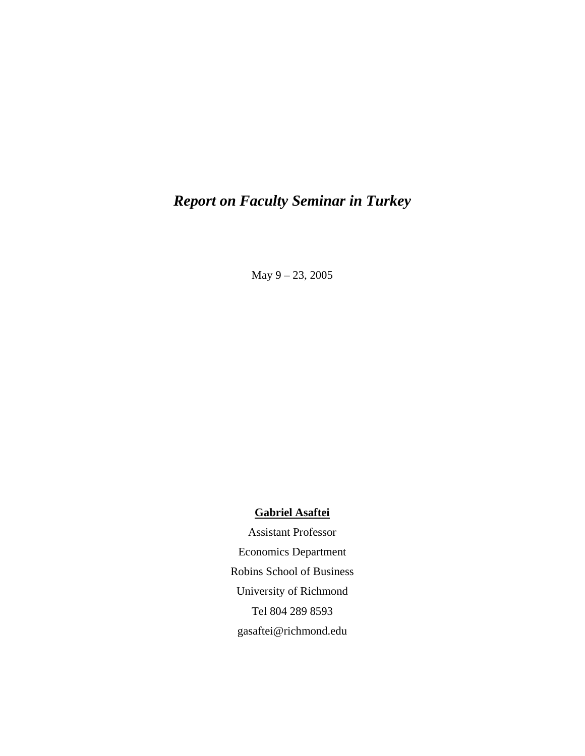# *Report on Faculty Seminar in Turkey*

May 9 – 23, 2005

**Gabriel Asaftei**

Assistant Professor

Economics Department

Robins School of Business

University of Richmond

Tel 804 289 8593

gasaftei@richmond.edu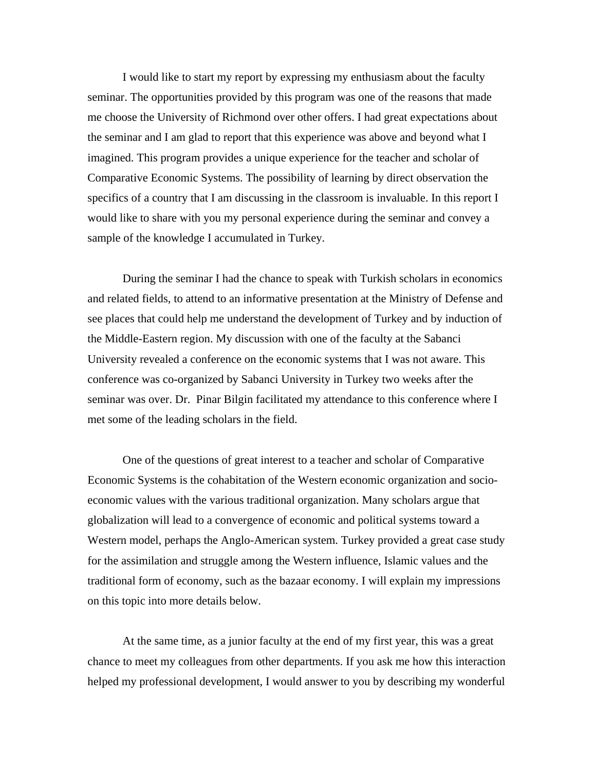I would like to start my report by expressing my enthusiasm about the faculty seminar. The opportunities provided by this program was one of the reasons that made me choose the University of Richmond over other offers. I had great expectations about the seminar and I am glad to report that this experience was above and beyond what I imagined. This program provides a unique experience for the teacher and scholar of Comparative Economic Systems. The possibility of learning by direct observation the specifics of a country that I am discussing in the classroom is invaluable. In this report I would like to share with you my personal experience during the seminar and convey a sample of the knowledge I accumulated in Turkey.

During the seminar I had the chance to speak with Turkish scholars in economics and related fields, to attend to an informative presentation at the Ministry of Defense and see places that could help me understand the development of Turkey and by induction of the Middle-Eastern region. My discussion with one of the faculty at the Sabanci University revealed a conference on the economic systems that I was not aware. This conference was co-organized by Sabanci University in Turkey two weeks after the seminar was over. Dr. Pinar Bilgin facilitated my attendance to this conference where I met some of the leading scholars in the field.

One of the questions of great interest to a teacher and scholar of Comparative Economic Systems is the cohabitation of the Western economic organization and socio-economic values with the various traditional organization. Many scholars argue that globalization will lead to a convergence of economic and political systems toward a Western model, perhaps the Anglo-American system. Turkey provided a great case study for the assimilation and struggle among the Western influence, Islamic values and the traditional form of economy, such as the bazaar economy. I will explain my impressions on this topic into more details below.

At the same time, as a junior faculty at the end of my first year, this was a great chance to meet my colleagues from other departments. If you ask me how this interaction helped my professional development, I would answer to you by describing my wonderful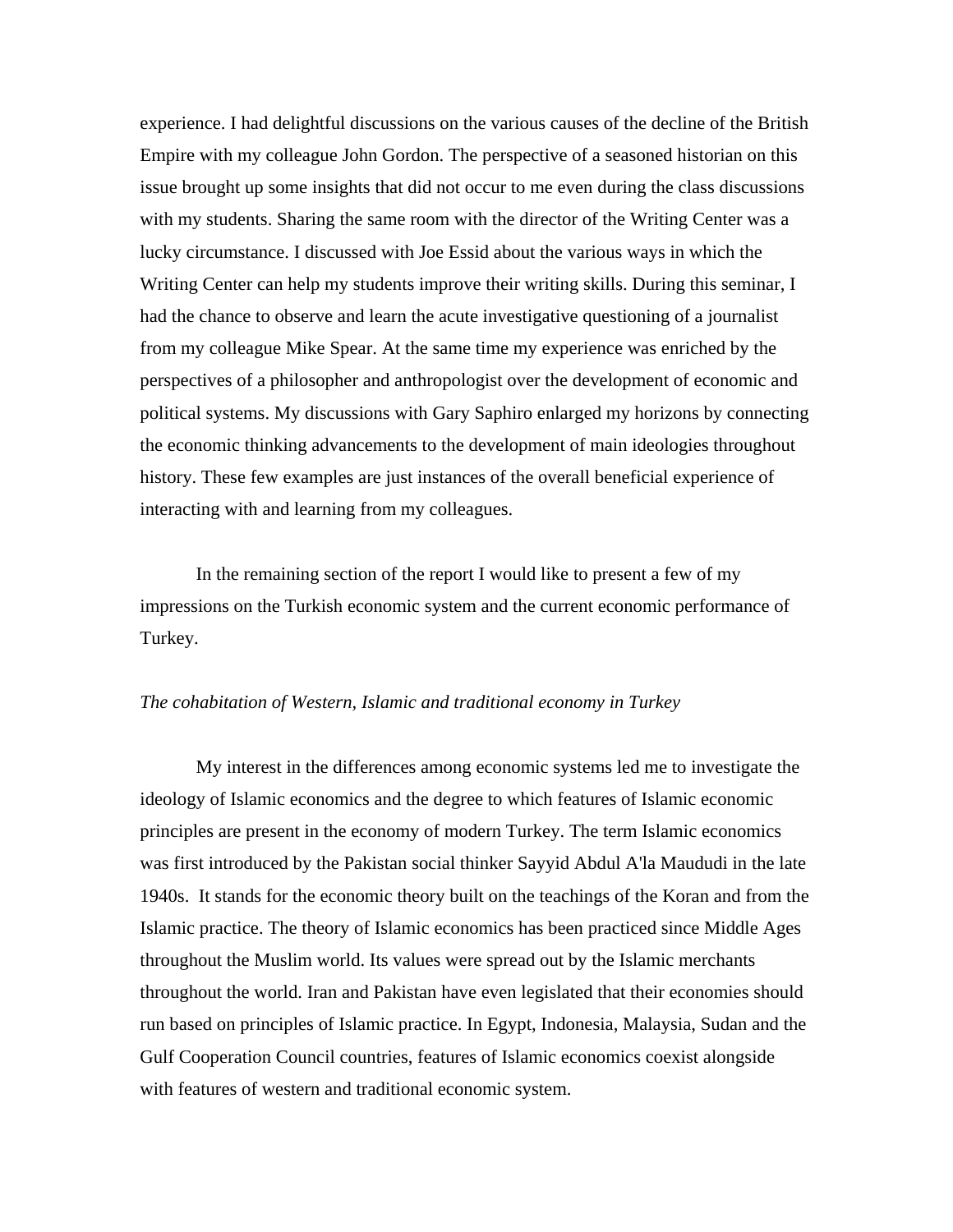experience. I had delightful discussions on the various causes of the decline of the British Empire with my colleague John Gordon. The perspective of a seasoned historian on this issue brought up some insights that did not occur to me even during the class discussions with my students. Sharing the same room with the director of the Writing Center was a lucky circumstance. I discussed with Joe Essid about the various ways in which the Writing Center can help my students improve their writing skills. During this seminar, I had the chance to observe and learn the acute investigative questioning of a journalist from my colleague Mike Spear. At the same time my experience was enriched by the perspectives of a philosopher and anthropologist over the development of economic and political systems. My discussions with Gary Saphiro enlarged my horizons by connecting the economic thinking advancements to the development of main ideologies throughout history. These few examples are just instances of the overall beneficial experience of interacting with and learning from my colleagues.

In the remaining section of the report I would like to present a few of my impressions on the Turkish economic system and the current economic performance of Turkey.

*The cohabitation of Western, Islamic and traditional economy in Turkey*

My interest in the differences among economic systems led me to investigate the ideology of Islamic economics and the degree to which features of Islamic economic principles are present in the economy of modern Turkey. The term Islamic economics was first introduced by the Pakistan social thinker Sayyid Abdul A'la Maududi in the late 1940s. It stands for the economic theory built on the teachings of the Koran and from the Islamic practice. The theory of Islamic economics has been practiced since Middle Ages throughout the Muslim world. Its values were spread out by the Islamic merchants throughout the world. Iran and Pakistan have even legislated that their economies should run based on principles of Islamic practice. In Egypt, Indonesia, Malaysia, Sudan and the Gulf Cooperation Council countries, features of Islamic economics coexist alongside with features of western and traditional economic system.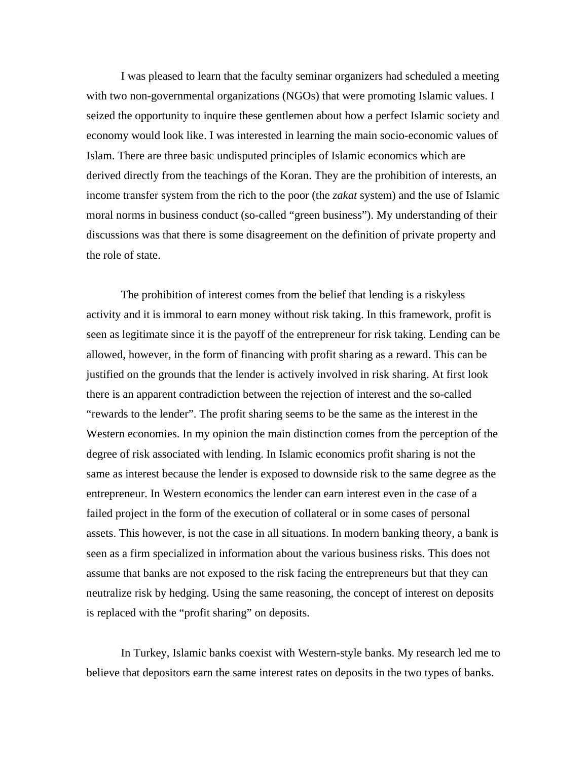I was pleased to learn that the faculty seminar organizers had scheduled a meeting with two non-governmental organizations (NGOs) that were promoting Islamic values. I seized the opportunity to inquire these gentlemen about how a perfect Islamic society and economy would look like. I was interested in learning the main socio-economic values of Islam. There are three basic undisputed principles of Islamic economics which are derived directly from the teachings of the Koran. They are the prohibition of interests, an income transfer system from the rich to the poor (the *zakat* system) and the use of Islamic moral norms in business conduct (so-called "green business"). My understanding of their discussions was that there is some disagreement on the definition of private property and the role of state.

The prohibition of interest comes from the belief that lending is a riskyless activity and it is immoral to earn money without risk taking. In this framework, profit is seen as legitimate since it is the payoff of the entrepreneur for risk taking. Lending can be allowed, however, in the form of financing with profit sharing as a reward. This can be justified on the grounds that the lender is actively involved in risk sharing. At first look there is an apparent contradiction between the rejection of interest and the so-called "rewards to the lender". The profit sharing seems to be the same as the interest in the Western economies. In my opinion the main distinction comes from the perception of the degree of risk associated with lending. In Islamic economics profit sharing is not the same as interest because the lender is exposed to downside risk to the same degree as the entrepreneur. In Western economics the lender can earn interest even in the case of a failed project in the form of the execution of collateral or in some cases of personal assets. This however, is not the case in all situations. In modern banking theory, a bank is seen as a firm specialized in information about the various business risks. This does not assume that banks are not exposed to the risk facing the entrepreneurs but that they can neutralize risk by hedging. Using the same reasoning, the concept of interest on deposits is replaced with the "profit sharing" on deposits.

In Turkey, Islamic banks coexist with Western-style banks. My research led me to believe that depositors earn the same interest rates on deposits in the two types of banks.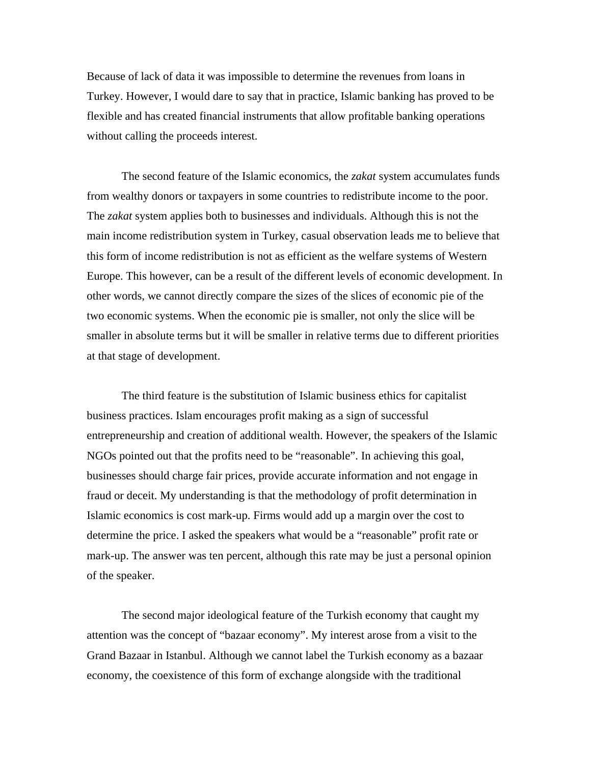Because of lack of data it was impossible to determine the revenues from loans in Turkey. However, I would dare to say that in practice, Islamic banking has proved to be flexible and has created financial instruments that allow profitable banking operations without calling the proceeds interest.

The second feature of the Islamic economics, the *zakat* system accumulates funds from wealthy donors or taxpayers in some countries to redistribute income to the poor. The *zakat* system applies both to businesses and individuals. Although this is not the main income redistribution system in Turkey, casual observation leads me to believe that this form of income redistribution is not as efficient as the welfare systems of Western Europe. This however, can be a result of the different levels of economic development. In other words, we cannot directly compare the sizes of the slices of economic pie of the two economic systems. When the economic pie is smaller, not only the slice will be smaller in absolute terms but it will be smaller in relative terms due to different priorities at that stage of development.

The third feature is the substitution of Islamic business ethics for capitalist business practices. Islam encourages profit making as a sign of successful entrepreneurship and creation of additional wealth. However, the speakers of the Islamic NGOs pointed out that the profits need to be "reasonable". In achieving this goal, businesses should charge fair prices, provide accurate information and not engage in fraud or deceit. My understanding is that the methodology of profit determination in Islamic economics is cost mark-up. Firms would add up a margin over the cost to determine the price. I asked the speakers what would be a "reasonable" profit rate or mark-up. The answer was ten percent, although this rate may be just a personal opinion of the speaker.

The second major ideological feature of the Turkish economy that caught my attention was the concept of "bazaar economy". My interest arose from a visit to the Grand Bazaar in Istanbul. Although we cannot label the Turkish economy as a bazaar economy, the coexistence of this form of exchange alongside with the traditional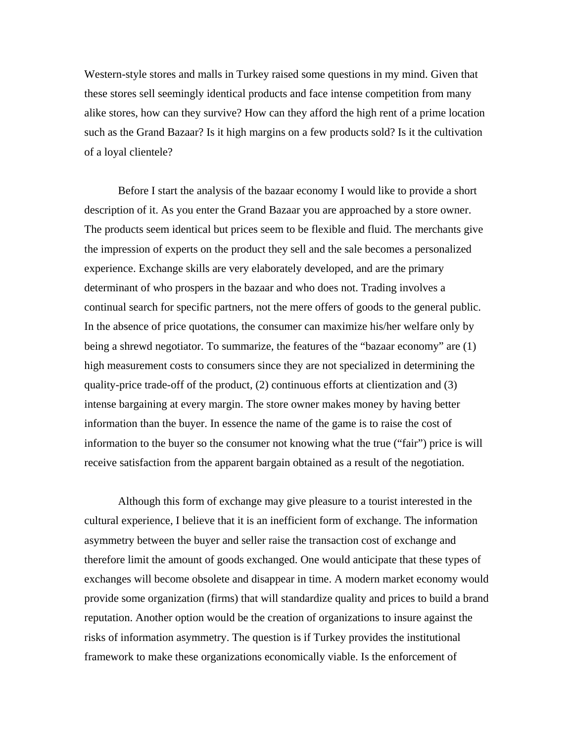Western-style stores and malls in Turkey raised some questions in my mind. Given that these stores sell seemingly identical products and face intense competition from many alike stores, how can they survive? How can they afford the high rent of a prime location such as the Grand Bazaar? Is it high margins on a few products sold? Is it the cultivation of a loyal clientele?

Before I start the analysis of the bazaar economy I would like to provide a short description of it. As you enter the Grand Bazaar you are approached by a store owner. The products seem identical but prices seem to be flexible and fluid. The merchants give the impression of experts on the product they sell and the sale becomes a personalized experience. Exchange skills are very elaborately developed, and are the primary determinant of who prospers in the bazaar and who does not. Trading involves a continual search for specific partners, not the mere offers of goods to the general public. In the absence of price quotations, the consumer can maximize his/her welfare only by being a shrewd negotiator. To summarize, the features of the "bazaar economy" are (1) high measurement costs to consumers since they are not specialized in determining the quality-price trade-off of the product, (2) continuous efforts at clientization and (3) intense bargaining at every margin. The store owner makes money by having better information than the buyer. In essence the name of the game is to raise the cost of information to the buyer so the consumer not knowing what the true ("fair") price is will receive satisfaction from the apparent bargain obtained as a result of the negotiation.

Although this form of exchange may give pleasure to a tourist interested in the cultural experience, I believe that it is an inefficient form of exchange. The information asymmetry between the buyer and seller raise the transaction cost of exchange and therefore limit the amount of goods exchanged. One would anticipate that these types of exchanges will become obsolete and disappear in time. A modern market economy would provide some organization (firms) that will standardize quality and prices to build a brand reputation. Another option would be the creation of organizations to insure against the risks of information asymmetry. The question is if Turkey provides the institutional framework to make these organizations economically viable. Is the enforcement of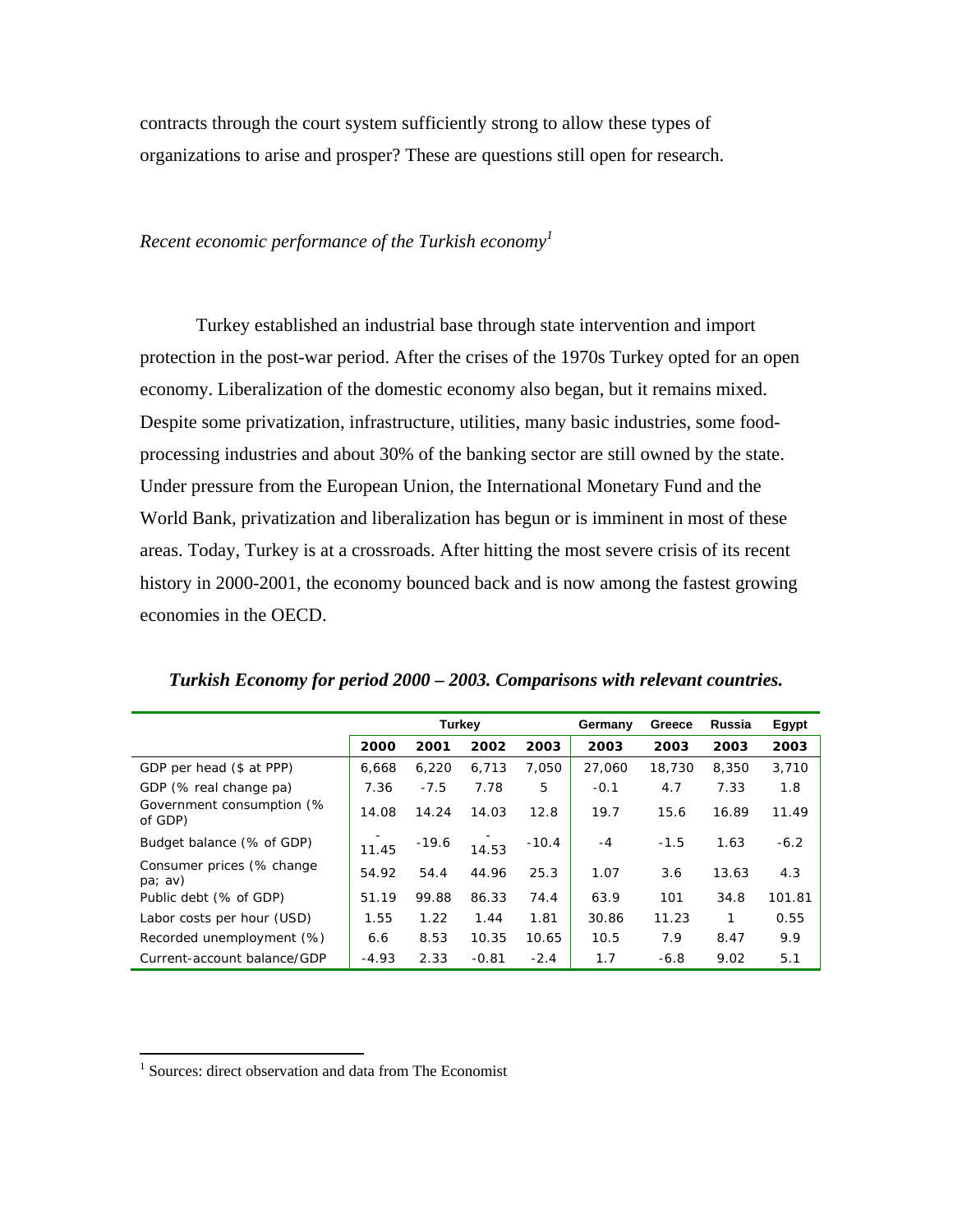contracts through the court system sufficiently strong to allow these types of organizations to arise and prosper? These are questions still open for research.

*Recent economic performance of the Turkish economy*[1]

Turkey established an industrial base through state intervention and import protection in the post-war period. After the crises of the 1970s Turkey opted for an open economy. Liberalization of the domestic economy also began, but it remains mixed. Despite some privatization, infrastructure, utilities, many basic industries, some food-processing industries and about 30% of the banking sector are still owned by the state. Under pressure from the European Union, the International Monetary Fund and the World Bank, privatization and liberalization has begun or is imminent in most of these areas. Today, Turkey is at a crossroads. After hitting the most severe crisis of its recent history in 2000-2001, the economy bounced back and is now among the fastest growing economies in the OECD.

***Turkish Economy for period 2000 – 2003. Comparisons with relevant countries.***

| | Turkey | | | | Germany | Greece | Russia | Egypt |
|---|---|---|---|---|---|---|---|---|
| | **2000** | **2001** | **2002** | **2003** | **2003** | **2003** | **2003** | **2003** |
| GDP per head ($ at PPP) | 6,668 | 6,220 | 6,713 | 7,050 | 27,060 | 18,730 | 8,350 | 3,710 |
| GDP (% real change pa) | 7.36 | -7.5 | 7.78 | 5 | -0.1 | 4.7 | 7.33 | 1.8 |
| Government consumption (% of GDP) | 14.08 | 14.24 | 14.03 | 12.8 | 19.7 | 15.6 | 16.89 | 11.49 |
| Budget balance (% of GDP) | -11.45 | -19.6 | -14.53 | -10.4 | -4 | -1.5 | 1.63 | -6.2 |
| Consumer prices (% change pa; av) | 54.92 | 54.4 | 44.96 | 25.3 | 1.07 | 3.6 | 13.63 | 4.3 |
| Public debt (% of GDP) | 51.19 | 99.88 | 86.33 | 74.4 | 63.9 | 101 | 34.8 | 101.81 |
| Labor costs per hour (USD) | 1.55 | 1.22 | 1.44 | 1.81 | 30.86 | 11.23 | 1 | 0.55 |
| Recorded unemployment (%) | 6.6 | 8.53 | 10.35 | 10.65 | 10.5 | 7.9 | 8.47 | 9.9 |
| Current-account balance/GDP | -4.93 | 2.33 | -0.81 | -2.4 | 1.7 | -6.8 | 9.02 | 5.1 |

[1] Sources: direct observation and data from The Economist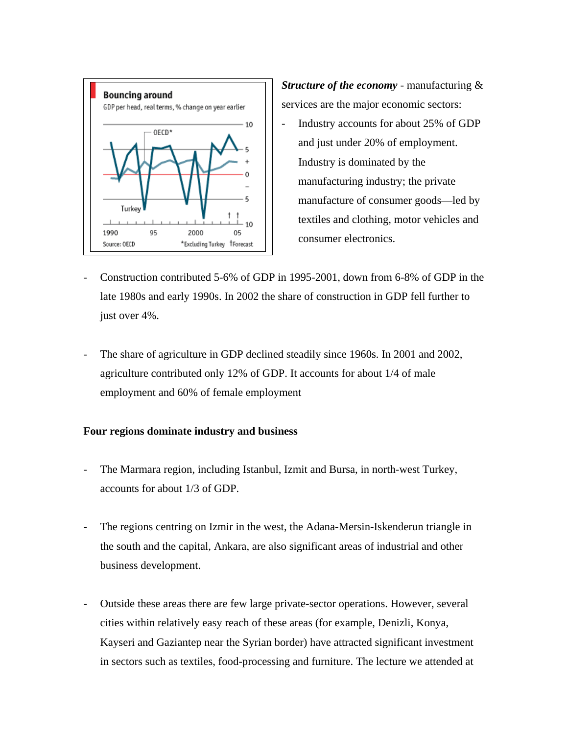***Structure of the economy*** - manufacturing & services are the major economic sectors:

- Industry accounts for about 25% of GDP and just under 20% of employment. Industry is dominated by the manufacturing industry; the private manufacture of consumer goods—led by textiles and clothing, motor vehicles and consumer electronics.

- Construction contributed 5-6% of GDP in 1995-2001, down from 6-8% of GDP in the late 1980s and early 1990s. In 2002 the share of construction in GDP fell further to just over 4%.

- The share of agriculture in GDP declined steadily since 1960s. In 2001 and 2002, agriculture contributed only 12% of GDP. It accounts for about 1/4 of male employment and 60% of female employment

**Four regions dominate industry and business**

- The Marmara region, including Istanbul, Izmit and Bursa, in north-west Turkey, accounts for about 1/3 of GDP.

- The regions centring on Izmir in the west, the Adana-Mersin-Iskenderun triangle in the south and the capital, Ankara, are also significant areas of industrial and other business development.

- Outside these areas there are few large private-sector operations. However, several cities within relatively easy reach of these areas (for example, Denizli, Konya, Kayseri and Gaziantep near the Syrian border) have attracted significant investment in sectors such as textiles, food-processing and furniture. The lecture we attended at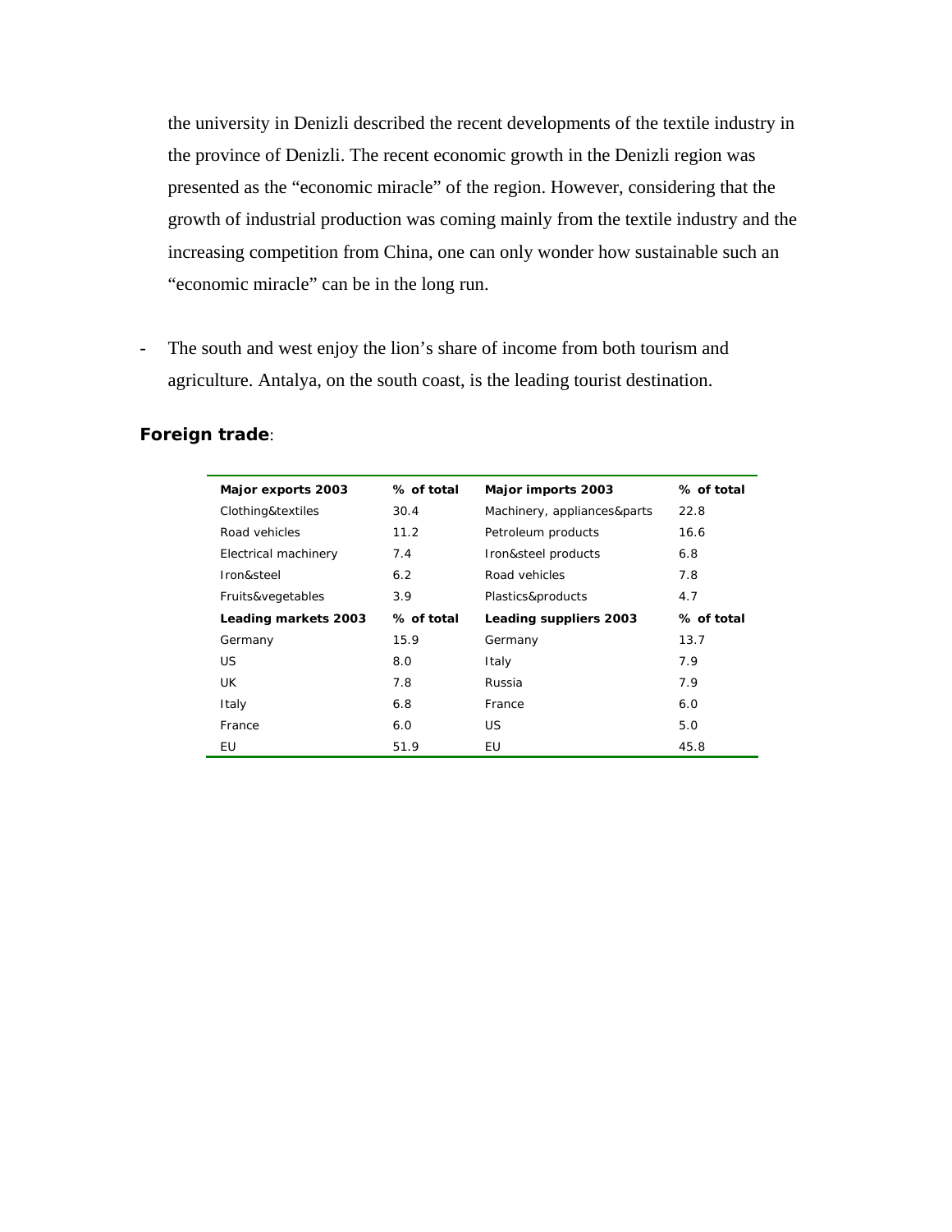the university in Denizli described the recent developments of the textile industry in the province of Denizli. The recent economic growth in the Denizli region was presented as the "economic miracle" of the region. However, considering that the growth of industrial production was coming mainly from the textile industry and the increasing competition from China, one can only wonder how sustainable such an "economic miracle" can be in the long run.

- The south and west enjoy the lion's share of income from both tourism and agriculture. Antalya, on the south coast, is the leading tourist destination.

**Foreign trade**:

| **Major exports 2003** | **% of total** | **Major imports 2003** | **% of total** |
|---|---|---|---|
| Clothing&textiles | 30.4 | Machinery, appliances&parts | 22.8 |
| Road vehicles | 11.2 | Petroleum products | 16.6 |
| Electrical machinery | 7.4 | Iron&steel products | 6.8 |
| Iron&steel | 6.2 | Road vehicles | 7.8 |
| Fruits&vegetables | 3.9 | Plastics&products | 4.7 |
| **Leading markets 2003** | **% of total** | **Leading suppliers 2003** | **% of total** |
| Germany | 15.9 | Germany | 13.7 |
| US | 8.0 | Italy | 7.9 |
| UK | 7.8 | Russia | 7.9 |
| Italy | 6.8 | France | 6.0 |
| France | 6.0 | US | 5.0 |
| EU | 51.9 | EU | 45.8 |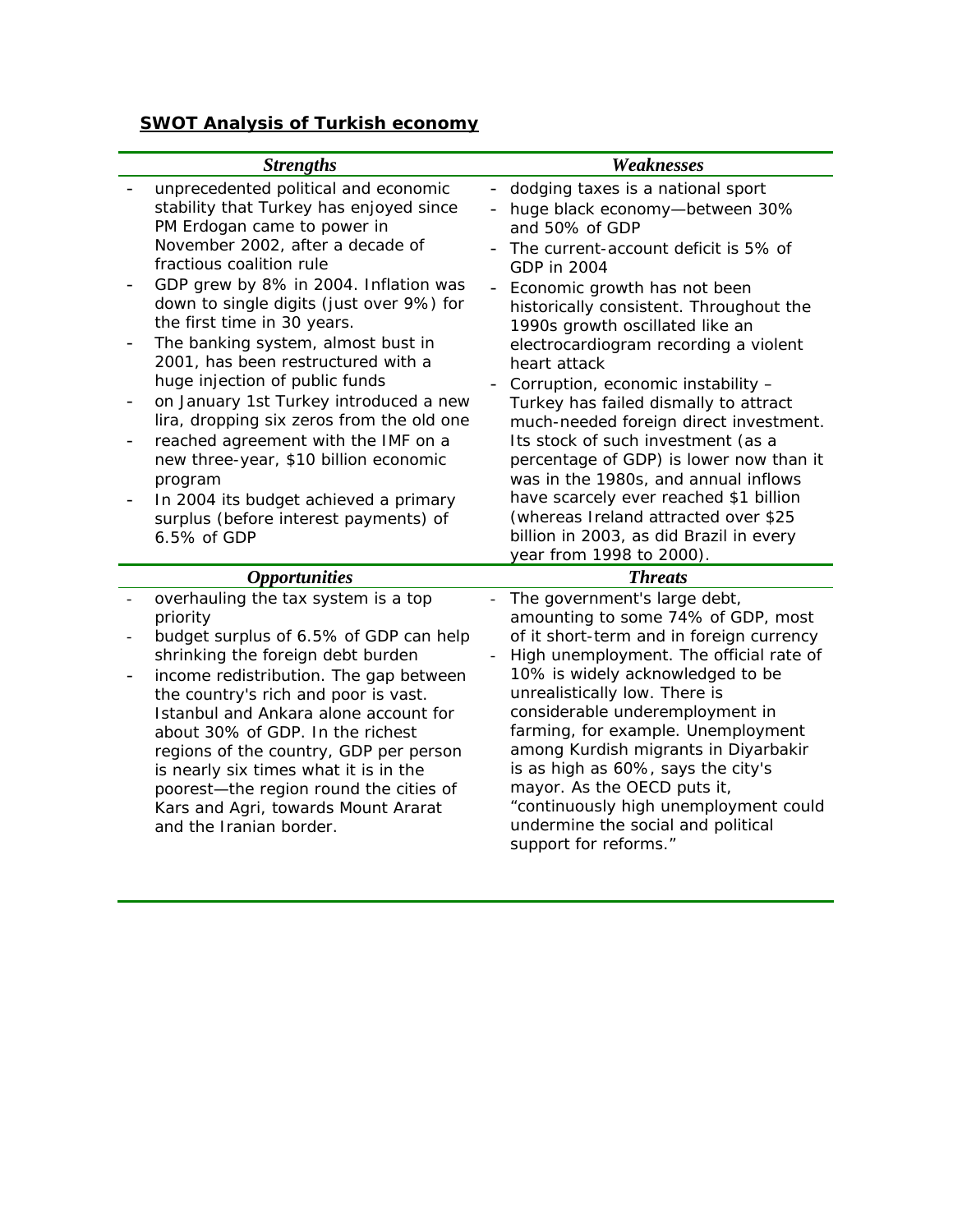## **SWOT Analysis of Turkish economy**

| *Strengths* | *Weaknesses* |
|---|---|
| - unprecedented political and economic stability that Turkey has enjoyed since PM Erdogan came to power in November 2002, after a decade of fractious coalition rule<br>- GDP grew by 8% in 2004. Inflation was down to single digits (just over 9%) for the first time in 30 years.<br>- The banking system, almost bust in 2001, has been restructured with a huge injection of public funds<br>- on January 1st Turkey introduced a new lira, dropping six zeros from the old one<br>- reached agreement with the IMF on a new three-year, $10 billion economic program<br>- In 2004 its budget achieved a primary surplus (before interest payments) of 6.5% of GDP | - dodging taxes is a national sport<br>- huge black economy—between 30% and 50% of GDP<br>- The current-account deficit is 5% of GDP in 2004<br>- Economic growth has not been historically consistent. Throughout the 1990s growth oscillated like an electrocardiogram recording a violent heart attack<br>- Corruption, economic instability – Turkey has failed dismally to attract much-needed foreign direct investment. Its stock of such investment (as a percentage of GDP) is lower now than it was in the 1980s, and annual inflows have scarcely ever reached $1 billion (whereas Ireland attracted over $25 billion in 2003, as did Brazil in every year from 1998 to 2000). |
| ***Opportunities*** | ***Threats*** |
| - overhauling the tax system is a top priority<br>- budget surplus of 6.5% of GDP can help shrinking the foreign debt burden<br>- income redistribution. The gap between the country's rich and poor is vast. Istanbul and Ankara alone account for about 30% of GDP. In the richest regions of the country, GDP per person is nearly six times what it is in the poorest—the region round the cities of Kars and Agri, towards Mount Ararat and the Iranian border. | - The government's large debt, amounting to some 74% of GDP, most of it short-term and in foreign currency<br>- High unemployment. The official rate of 10% is widely acknowledged to be unrealistically low. There is considerable underemployment in farming, for example. Unemployment among Kurdish migrants in Diyarbakir is as high as 60%, says the city's mayor. As the OECD puts it, "continuously high unemployment could undermine the social and political support for reforms." |